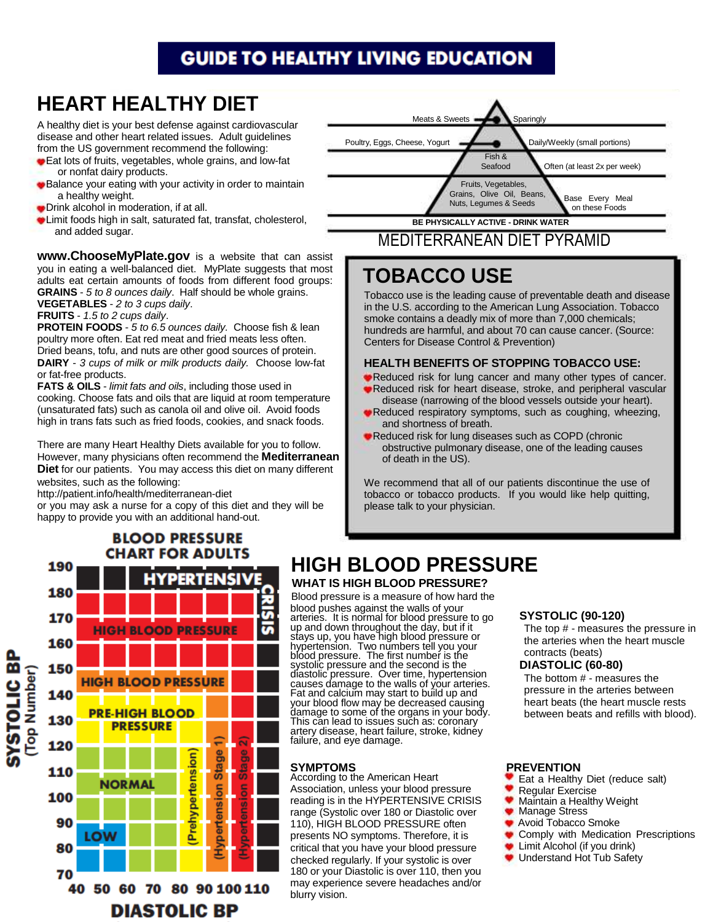# GUIDE TO HEALTHY LIVING EDUCATION

## HEART HEALTHY DIET

A healthy diet is your best defense against cardiovascular disease and other heart related issues. Adult guidelines from the US government recommend the following:

- Eat lots of fruits, vegetables, whole grains, and low-fat or nonfat dairy products.
- Balance your eating with your activity in order to maintain a healthy weight.
- Drink alcohol in moderation, if at all.
- Limit foods high in salt, saturated fat, transfat, cholesterol, and added sugar.

**www.ChooseMyPlate.gov** is a website that can assist you in eating a well-balanced diet. MyPlate suggests that most adults eat certain amounts of food from different food groups:
**GRAINS** - *5 to 8 ounces daily*. Half should be whole grains.
**VEGETABLES** - *2 to 3 cups daily*.
**FRUITS** - *1.5 to 2 cups daily*.
**PROTEIN FOODS** - *5 to 6.5 ounces daily.* Choose fish & lean poultry more often. Eat red meat and fried meats less often. Dried beans, tofu, and nuts are other good sources of protein.
**DAIRY** - *3 cups of milk or milk products daily.* Choose low-fat or fat-free products.
**FATS & OILS** - *limit fats and oils*, including those used in cooking. Choose fats and oils that are liquid at room temperature (unsaturated fats) such as canola oil and olive oil. Avoid foods high in trans fats such as fried foods, cookies, and snack foods.

There are many Heart Healthy Diets available for you to follow. However, many physicians often recommend the **Mediterranean Diet** for our patients. You may access this diet on many different websites, such as the following:
http://patient.info/health/mediterranean-diet
or you may ask a nurse for a copy of this diet and they will be happy to provide you with an additional hand-out.

### MEDITERRANEAN DIET PYRAMID

| Food | Frequency |
|---|---|
| Meats & Sweets | Sparingly |
| Poultry, Eggs, Cheese, Yogurt | Daily/Weekly (small portions) |
| Fish & Seafood | Often (at least 2x per week) |
| Fruits, Vegetables, Grains, Olive Oil, Beans, Nuts, Legumes & Seeds | Base Every Meal on these Foods |

BE PHYSICALLY ACTIVE - DRINK WATER

## TOBACCO USE

Tobacco use is the leading cause of preventable death and disease in the U.S. according to the American Lung Association. Tobacco smoke contains a deadly mix of more than 7,000 chemicals; hundreds are harmful, and about 70 can cause cancer. (Source: Centers for Disease Control & Prevention)

### HEALTH BENEFITS OF STOPPING TOBACCO USE:

- Reduced risk for lung cancer and many other types of cancer.
- Reduced risk for heart disease, stroke, and peripheral vascular disease (narrowing of the blood vessels outside your heart).
- Reduced respiratory symptoms, such as coughing, wheezing, and shortness of breath.
- Reduced risk for lung diseases such as COPD (chronic obstructive pulmonary disease, one of the leading causes of death in the US).

We recommend that all of our patients discontinue the use of tobacco or tobacco products. If you would like help quitting, please talk to your physician.

### BLOOD PRESSURE CHART FOR ADULTS

SYSTOLIC BP (Top Number): 70–190; DIASTOLIC BP: 40–110

- LOW
- NORMAL
- PRE-HIGH BLOOD PRESSURE (Prehypertension)
- HIGH BLOOD PRESSURE (Hypertension Stage 1)
- HIGH BLOOD PRESSURE (Hypertension Stage 2)
- HYPERTENSIVE CRISIS

## HIGH BLOOD PRESSURE

### WHAT IS HIGH BLOOD PRESSURE?

Blood pressure is a measure of how hard the blood pushes against the walls of your arteries. It is normal for blood pressure to go up and down throughout the day, but if it stays up, you have high blood pressure or hypertension. Two numbers tell you your blood pressure. The first number is the systolic pressure and the second is the diastolic pressure. Over time, hypertension causes damage to the walls of your arteries. Fat and calcium may start to build up and your blood flow may be decreased causing damage to some of the organs in your body. This can lead to issues such as: coronary artery disease, heart failure, stroke, kidney failure, and eye damage.

**SYSTOLIC (90-120)**
The top # - measures the pressure in the arteries when the heart muscle contracts (beats)

**DIASTOLIC (60-80)**
The bottom # - measures the pressure in the arteries between heart beats (the heart muscle rests between beats and refills with blood).

### SYMPTOMS

According to the American Heart Association, unless your blood pressure reading is in the HYPERTENSIVE CRISIS range (Systolic over 180 or Diastolic over 110), HIGH BLOOD PRESSURE often presents NO symptoms. Therefore, it is critical that you have your blood pressure checked regularly. If your systolic is over 180 or your Diastolic is over 110, then you may experience severe headaches and/or blurry vision.

### PREVENTION

- Eat a Healthy Diet (reduce salt)
- Regular Exercise
- Maintain a Healthy Weight
- Manage Stress
- Avoid Tobacco Smoke
- Comply with Medication Prescriptions
- Limit Alcohol (if you drink)
- Understand Hot Tub Safety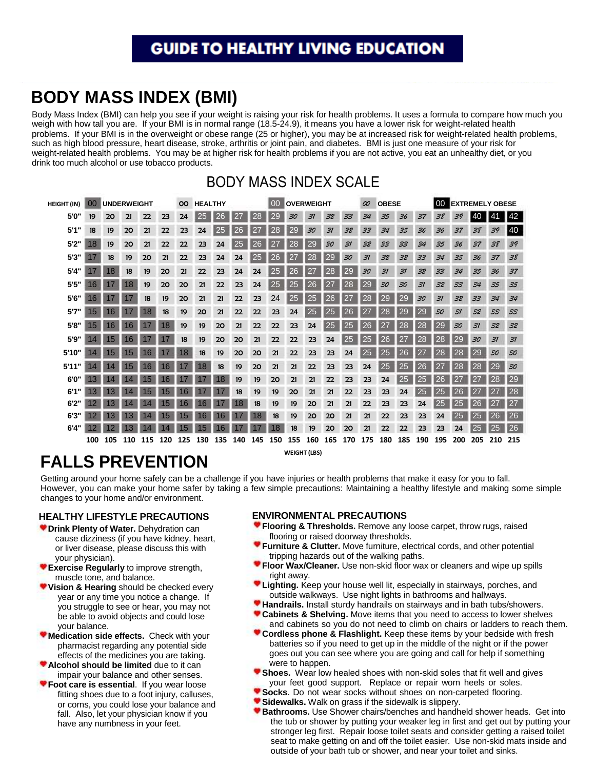# GUIDE TO HEALTHY LIVING EDUCATION

## BODY MASS INDEX (BMI)

Body Mass Index (BMI) can help you see if your weight is raising your risk for health problems. It uses a formula to compare how much you weigh with how tall you are. If your BMI is in normal range (18.5-24.9), it means you have a lower risk for weight-related health problems. If your BMI is in the overweight or obese range (25 or higher), you may be at increased risk for weight-related health problems, such as high blood pressure, heart disease, stroke, arthritis or joint pain, and diabetes. BMI is just one measure of your risk for weight-related health problems. You may be at higher risk for health problems if you are not active, you eat an unhealthy diet, or you drink too much alcohol or use tobacco products.

### BODY MASS INDEX SCALE

00 UNDERWEIGHT 00 HEALTHY 00 OVERWEIGHT 00 OBESE 00 EXTREMELY OBESE

| HEIGHT (IN) | 100 | 105 | 110 | 115 | 120 | 125 | 130 | 135 | 140 | 145 | 150 | 155 | 160 | 165 | 170 | 175 | 180 | 185 | 190 | 195 | 200 | 205 | 210 | 215 |
|---|---|---|---|---|---|---|---|---|---|---|---|---|---|---|---|---|---|---|---|---|---|---|---|---|
| 5'0" | 19 | 20 | 21 | 22 | 23 | 24 | 25 | 26 | 27 | 28 | 29 | 30 | 31 | 32 | 33 | 34 | 35 | 36 | 37 | 38 | 39 | 40 | 41 | 42 |
| 5'1" | 18 | 19 | 20 | 21 | 22 | 23 | 24 | 25 | 26 | 27 | 28 | 29 | 30 | 31 | 32 | 33 | 34 | 35 | 36 | 36 | 37 | 38 | 39 | 40 |
| 5'2" | 18 | 19 | 20 | 21 | 22 | 22 | 23 | 24 | 25 | 26 | 27 | 28 | 29 | 30 | 31 | 32 | 33 | 33 | 34 | 35 | 36 | 37 | 38 | 39 |
| 5'3" | 17 | 18 | 19 | 20 | 21 | 22 | 23 | 24 | 24 | 25 | 26 | 27 | 28 | 29 | 30 | 31 | 32 | 32 | 33 | 34 | 35 | 36 | 37 | 38 |
| 5'4" | 17 | 18 | 18 | 19 | 20 | 21 | 22 | 23 | 24 | 24 | 25 | 26 | 27 | 28 | 29 | 30 | 31 | 31 | 32 | 33 | 34 | 35 | 36 | 37 |
| 5'5" | 16 | 17 | 18 | 19 | 20 | 20 | 21 | 22 | 23 | 24 | 25 | 25 | 26 | 27 | 28 | 29 | 30 | 30 | 31 | 32 | 33 | 34 | 35 | 35 |
| 5'6" | 16 | 17 | 17 | 18 | 19 | 20 | 21 | 21 | 22 | 23 | 24 | 25 | 25 | 26 | 27 | 28 | 29 | 29 | 30 | 31 | 32 | 33 | 34 | 34 |
| 5'7" | 15 | 16 | 17 | 18 | 18 | 19 | 20 | 21 | 22 | 22 | 23 | 24 | 25 | 25 | 26 | 27 | 28 | 29 | 29 | 30 | 31 | 32 | 33 | 33 |
| 5'8" | 15 | 16 | 16 | 17 | 18 | 19 | 19 | 20 | 21 | 22 | 22 | 23 | 24 | 25 | 25 | 26 | 27 | 28 | 28 | 29 | 30 | 31 | 32 | 32 |
| 5'9" | 14 | 15 | 16 | 17 | 17 | 18 | 19 | 20 | 20 | 21 | 22 | 22 | 23 | 24 | 25 | 25 | 26 | 27 | 28 | 28 | 29 | 30 | 31 | 31 |
| 5'10" | 14 | 15 | 15 | 16 | 17 | 18 | 18 | 19 | 20 | 20 | 21 | 22 | 23 | 23 | 24 | 25 | 25 | 26 | 27 | 28 | 28 | 29 | 30 | 30 |
| 5'11" | 14 | 14 | 15 | 16 | 16 | 17 | 18 | 18 | 19 | 20 | 21 | 21 | 22 | 23 | 23 | 24 | 25 | 25 | 26 | 27 | 28 | 28 | 29 | 30 |
| 6'0" | 13 | 14 | 14 | 15 | 16 | 17 | 17 | 18 | 19 | 19 | 20 | 21 | 21 | 22 | 23 | 23 | 24 | 25 | 25 | 26 | 27 | 27 | 28 | 29 |
| 6'1" | 13 | 13 | 14 | 15 | 15 | 16 | 17 | 17 | 18 | 19 | 19 | 20 | 21 | 21 | 22 | 23 | 23 | 24 | 25 | 25 | 26 | 27 | 27 | 28 |
| 6'2" | 12 | 13 | 14 | 14 | 15 | 16 | 16 | 17 | 18 | 18 | 19 | 19 | 20 | 21 | 21 | 22 | 23 | 23 | 24 | 25 | 25 | 26 | 27 | 27 |
| 6'3" | 12 | 13 | 13 | 14 | 15 | 15 | 16 | 16 | 17 | 18 | 18 | 19 | 20 | 20 | 21 | 21 | 22 | 23 | 23 | 24 | 25 | 25 | 26 | 26 |
| 6'4" | 12 | 12 | 13 | 14 | 14 | 15 | 15 | 16 | 17 | 17 | 18 | 18 | 19 | 20 | 20 | 21 | 22 | 22 | 23 | 23 | 24 | 25 | 25 | 26 |

WEIGHT (LBS)

## FALLS PREVENTION

Getting around your home safely can be a challenge if you have injuries or health problems that make it easy for you to fall. However, you can make your home safer by taking a few simple precautions: Maintaining a healthy lifestyle and making some simple changes to your home and/or environment.

### HEALTHY LIFESTYLE PRECAUTIONS

- **Drink Plenty of Water.** Dehydration can cause dizziness (if you have kidney, heart, or liver disease, please discuss this with your physician).
- **Exercise Regularly** to improve strength, muscle tone, and balance.
- **Vision & Hearing** should be checked every year or any time you notice a change. If you struggle to see or hear, you may not be able to avoid objects and could lose your balance.
- **Medication side effects.** Check with your pharmacist regarding any potential side effects of the medicines you are taking.
- **Alcohol should be limited** due to it can impair your balance and other senses.
- **Foot care is essential**. If you wear loose fitting shoes due to a foot injury, calluses, or corns, you could lose your balance and fall. Also, let your physician know if you have any numbness in your feet.

### ENVIRONMENTAL PRECAUTIONS

- **Flooring & Thresholds.** Remove any loose carpet, throw rugs, raised flooring or raised doorway thresholds.
- **Furniture & Clutter.** Move furniture, electrical cords, and other potential tripping hazards out of the walking paths.
- **Floor Wax/Cleaner.** Use non-skid floor wax or cleaners and wipe up spills right away.
- **Lighting.** Keep your house well lit, especially in stairways, porches, and outside walkways. Use night lights in bathrooms and hallways.
- **Handrails.** Install sturdy handrails on stairways and in bath tubs/showers.
- **Cabinets & Shelving.** Move items that you need to access to lower shelves and cabinets so you do not need to climb on chairs or ladders to reach them.
- **Cordless phone & Flashlight.** Keep these items by your bedside with fresh batteries so if you need to get up in the middle of the night or if the power goes out you can see where you are going and call for help if something were to happen.
- **Shoes.** Wear low healed shoes with non-skid soles that fit well and gives your feet good support. Replace or repair worn heels or soles.
- **Socks**. Do not wear socks without shoes on non-carpeted flooring.
- **Sidewalks.** Walk on grass if the sidewalk is slippery.
- **Bathrooms.** Use Shower chairs/benches and handheld shower heads. Get into the tub or shower by putting your weaker leg in first and get out by putting your stronger leg first. Repair loose toilet seats and consider getting a raised toilet seat to make getting on and off the toilet easier. Use non-skid mats inside and outside of your bath tub or shower, and near your toilet and sinks.